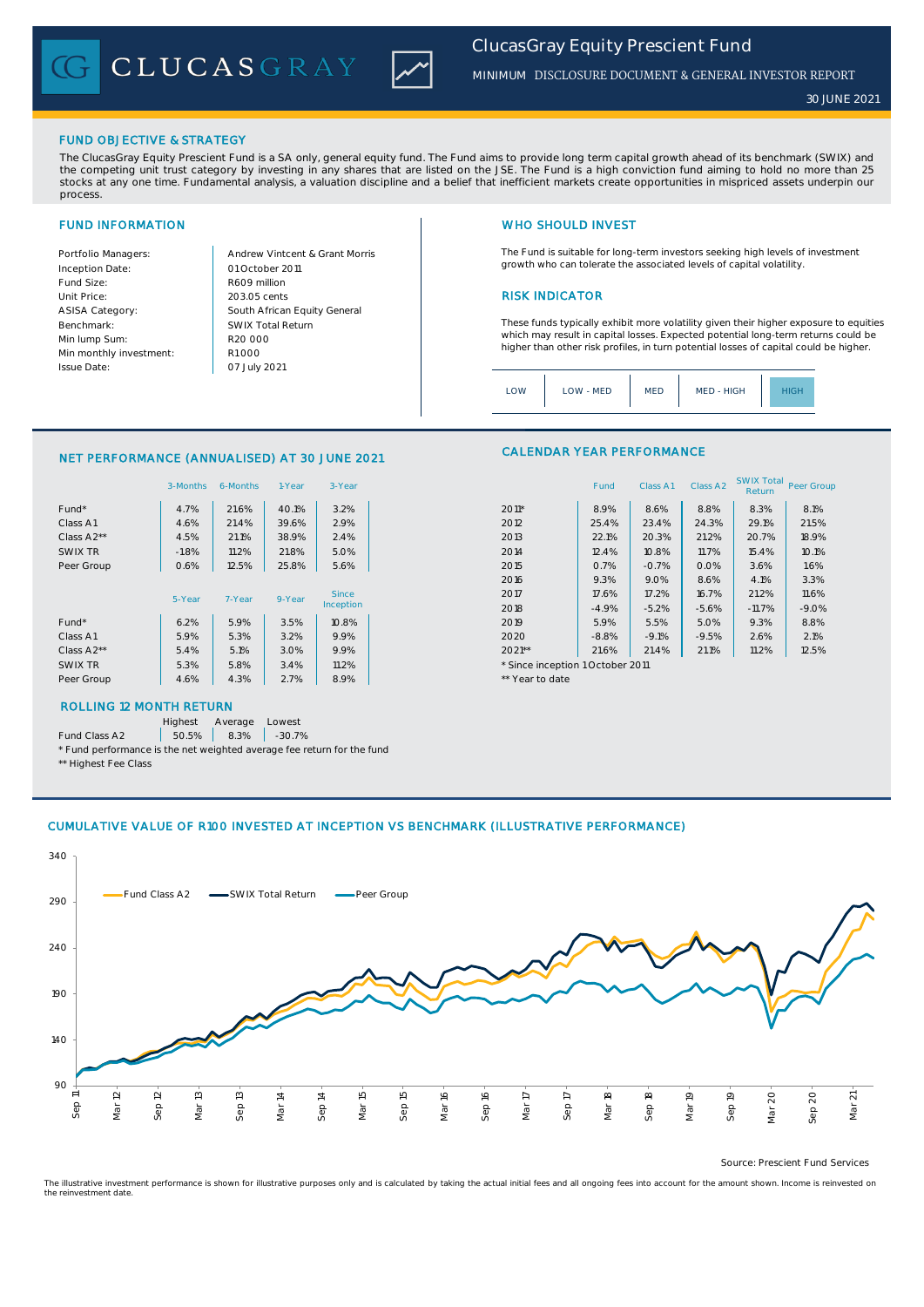# ClucasGray Equity Prescient Fund

MINIMUM DISCLOSURE DOCUMENT & GENERAL INVESTOR REPORT

30 JUNE 2021

## FUND OBJECTIVE & STRATEGY

The ClucasGray Equity Prescient Fund is a SA only, general equity fund. The Fund aims to provide long term capital growth ahead of its benchmark (SWIX) and the competing unit trust category by investing in any shares that are listed on the JSE. The Fund is a high conviction fund aiming to hold no more than 25 stocks at any one time. Fundamental analysis, a valuation discipline and a belief that inefficient markets create opportunities in mispriced assets underpin our process.

## FUND INFORMATION

| | |
|---|---|
| Portfolio Managers: | Andrew Vintcent & Grant Morris |
| Inception Date: | 01 October 2011 |
| Fund Size: | R609 million |
| Unit Price: | 203.05 cents |
| ASISA Category: | South African Equity General |
| Benchmark: | SWIX Total Return |
| Min lump Sum: | R20 000 |
| Min monthly investment: | R1 000 |
| Issue Date: | 07 July 2021 |

## WHO SHOULD INVEST

The Fund is suitable for long-term investors seeking high levels of investment growth who can tolerate the associated levels of capital volatility.

## RISK INDICATOR

These funds typically exhibit more volatility given their higher exposure to equities which may result in capital losses. Expected potential long-term returns could be higher than other risk profiles, in turn potential losses of capital could be higher.

LOW | LOW - MED | MED | MED - HIGH | **HIGH**

## NET PERFORMANCE (ANNUALISED) AT 30 JUNE 2021

| | 3-Months | 6-Months | 1-Year | 3-Year |
|---|---|---|---|---|
| Fund* | 4.7% | 21.6% | 40.1% | 3.2% |
| Class A1 | 4.6% | 21.4% | 39.6% | 2.9% |
| Class A2** | 4.5% | 21.1% | 38.9% | 2.4% |
| SWIX TR | -1.8% | 11.2% | 21.8% | 5.0% |
| Peer Group | 0.6% | 12.5% | 25.8% | 5.6% |

| | 5-Year | 7-Year | 9-Year | Since Inception |
|---|---|---|---|---|
| Fund* | 6.2% | 5.9% | 3.5% | 10.8% |
| Class A1 | 5.9% | 5.3% | 3.2% | 9.9% |
| Class A2** | 5.4% | 5.1% | 3.0% | 9.9% |
| SWIX TR | 5.3% | 5.8% | 3.4% | 11.2% |
| Peer Group | 4.6% | 4.3% | 2.7% | 8.9% |

## CALENDAR YEAR PERFORMANCE

| | Fund | Class A1 | Class A2 | SWIX Total Return | Peer Group |
|---|---|---|---|---|---|
| 2011* | 8.9% | 8.6% | 8.8% | 8.3% | 8.1% |
| 2012 | 25.4% | 23.4% | 24.3% | 29.1% | 21.5% |
| 2013 | 22.1% | 20.3% | 21.2% | 20.7% | 18.9% |
| 2014 | 12.4% | 10.8% | 11.7% | 15.4% | 10.1% |
| 2015 | 0.7% | -0.7% | 0.0% | 3.6% | 1.6% |
| 2016 | 9.3% | 9.0% | 8.6% | 4.1% | 3.3% |
| 2017 | 17.6% | 17.2% | 16.7% | 21.2% | 11.6% |
| 2018 | -4.9% | -5.2% | -5.6% | -11.7% | -9.0% |
| 2019 | 5.9% | 5.5% | 5.0% | 9.3% | 8.8% |
| 2020 | -8.8% | -9.1% | -9.5% | 2.6% | 2.1% |
| 2021** | 21.6% | 21.4% | 21.1% | 11.2% | 12.5% |

\* Since inception 1 October 2011

\*\* Year to date

## ROLLING 12 MONTH RETURN

| | Highest | Average | Lowest |
|---|---|---|---|
| Fund Class A2 | 50.5% | 8.3% | -30.7% |

\* Fund performance is the net weighted average fee return for the fund

\*\* Highest Fee Class

## CUMULATIVE VALUE OF R100 INVESTED AT INCEPTION VS BENCHMARK (ILLUSTRATIVE PERFORMANCE)

Source: Prescient Fund Services

The illustrative investment performance is shown for illustrative purposes only and is calculated by taking the actual initial fees and all ongoing fees into account for the amount shown. Income is reinvested on the reinvestment date.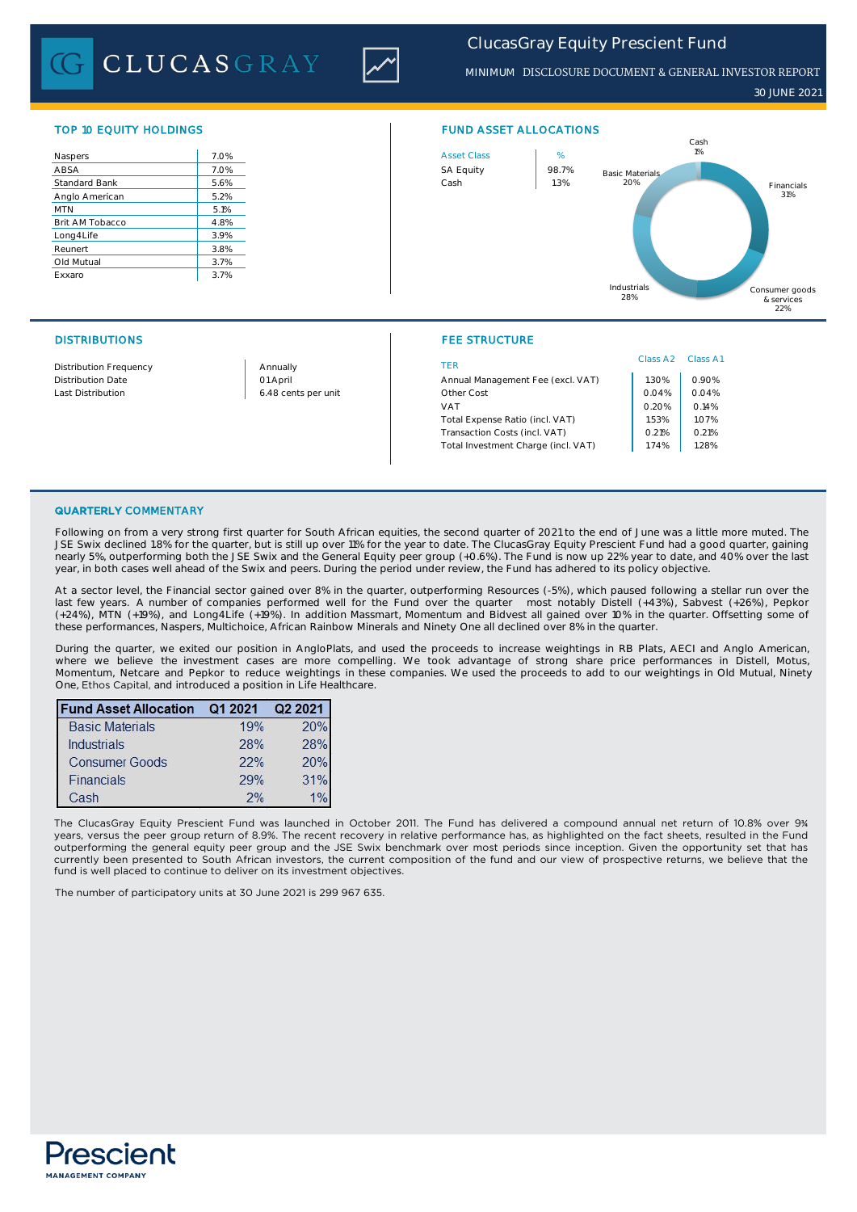# ClucasGray Equity Prescient Fund

MINIMUM DISCLOSURE DOCUMENT & GENERAL INVESTOR REPORT

30 JUNE 2021

## TOP 10 EQUITY HOLDINGS

| Holding | % |
|---|---|
| Naspers | 7.0% |
| ABSA | 7.0% |
| Standard Bank | 5.6% |
| Anglo American | 5.2% |
| MTN | 5.1% |
| Brit AM Tobacco | 4.8% |
| Long4Life | 3.9% |
| Reunert | 3.8% |
| Old Mutual | 3.7% |
| Exxaro | 3.7% |

## FUND ASSET ALLOCATIONS

| Asset Class | % |
|---|---|
| SA Equity | 98.7% |
| Cash | 1.3% |

Cash 1%; Basic Materials 20%; Financials 31%; Consumer goods & services 22%; Industrials 28%

## DISTRIBUTIONS

| | |
|---|---|
| Distribution Frequency | Annually |
| Distribution Date | 01 April |
| Last Distribution | 6.48 cents per unit |

## FEE STRUCTURE

| TER | Class A2 | Class A1 |
|---|---|---|
| Annual Management Fee (excl. VAT) | 1.30% | 0.90% |
| Other Cost | 0.04% | 0.04% |
| VAT | 0.20% | 0.14% |
| Total Expense Ratio (incl. VAT) | 1.53% | 1.07% |
| Transaction Costs (incl. VAT) | 0.21% | 0.21% |
| Total Investment Charge (incl. VAT) | 1.74% | 1.28% |

## QUARTERLY COMMENTARY

Following on from a very strong first quarter for South African equities, the second quarter of 2021 to the end of June was a little more muted. The JSE Swix declined 1.8% for the quarter, but is still up over 11% for the year to date. The ClucasGray Equity Prescient Fund had a good quarter, gaining nearly 5%, outperforming both the JSE Swix and the General Equity peer group (+0.6%). The Fund is now up 22% year to date, and 40% over the last year, in both cases well ahead of the Swix and peers. During the period under review, the Fund has adhered to its policy objective.

At a sector level, the Financial sector gained over 8% in the quarter, outperforming Resources (-5%), which paused following a stellar run over the last few years. A number of companies performed well for the Fund over the quarter most notably Distell (+43%), Sabvest (+26%), Pepkor (+24%), MTN (+19%), and Long4Life (+19%). In addition Massmart, Momentum and Bidvest all gained over 10% in the quarter. Offsetting some of these performances, Naspers, Multichoice, African Rainbow Minerals and Ninety One all declined over 8% in the quarter.

During the quarter, we exited our position in AngloPlats, and used the proceeds to increase weightings in RB Plats, AECI and Anglo American, where we believe the investment cases are more compelling. We took advantage of strong share price performances in Distell, Motus, Momentum, Netcare and Pepkor to reduce weightings in these companies. We used the proceeds to add to our weightings in Old Mutual, Ninety One, Ethos Capital, and introduced a position in Life Healthcare.

| Fund Asset Allocation | Q1 2021 | Q2 2021 |
|---|---|---|
| Basic Materials | 19% | 20% |
| Industrials | 28% | 28% |
| Consumer Goods | 22% | 20% |
| Financials | 29% | 31% |
| Cash | 2% | 1% |

The ClucasGray Equity Prescient Fund was launched in October 2011. The Fund has delivered a compound annual net return of 10.8% over 9¾ years, versus the peer group return of 8.9%. The recent recovery in relative performance has, as highlighted on the fact sheets, resulted in the Fund outperforming the general equity peer group and the JSE Swix benchmark over most periods since inception. Given the opportunity set that has currently been presented to South African investors, the current composition of the fund and our view of prospective returns, we believe that the fund is well placed to continue to deliver on its investment objectives.

The number of participatory units at 30 June 2021 is 299 967 635.

Prescient MANAGEMENT COMPANY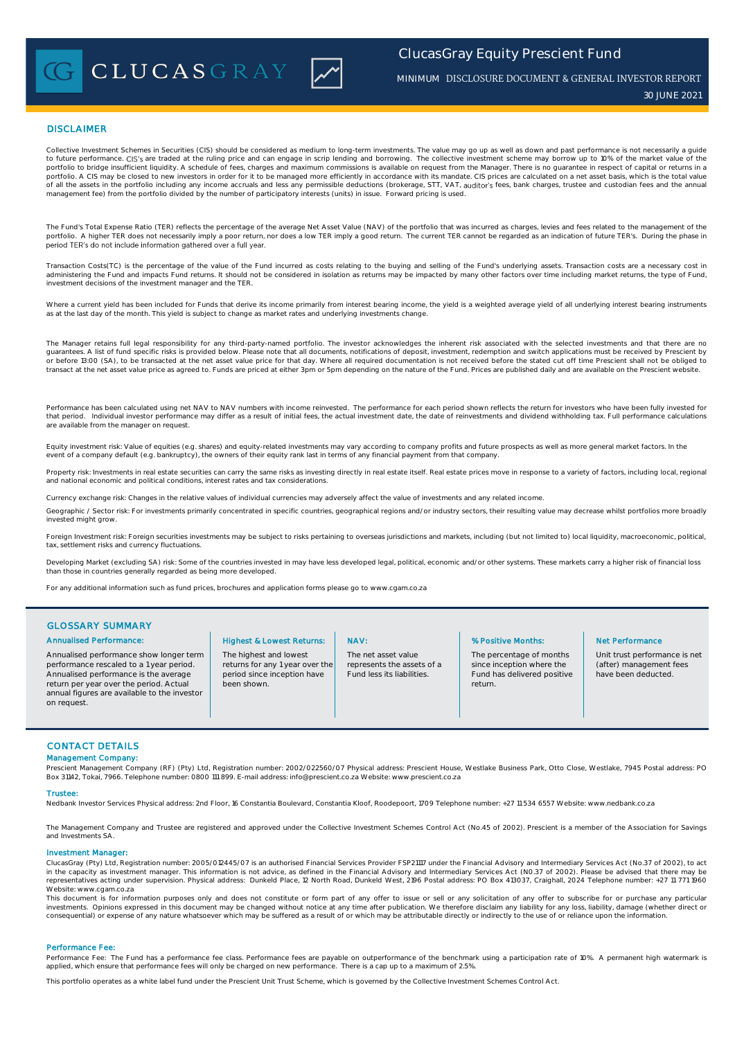# ClucasGray Equity Prescient Fund

MINIMUM DISCLOSURE DOCUMENT & GENERAL INVESTOR REPORT

30 JUNE 2021

## DISCLAIMER

Collective Investment Schemes in Securities (CIS) should be considered as medium to long-term investments. The value may go up as well as down and past performance is not necessarily a guide to future performance. CIS's are traded at the ruling price and can engage in scrip lending and borrowing. The collective investment scheme may borrow up to 10% of the market value of the portfolio to bridge insufficient liquidity. A schedule of fees, charges and maximum commissions is available on request from the Manager. There is no guarantee in respect of capital or returns in a portfolio. A CIS may be closed to new investors in order for it to be managed more efficiently in accordance with its mandate. CIS prices are calculated on a net asset basis, which is the total value of all the assets in the portfolio including any income accruals and less any permissible deductions (brokerage, STT, VAT, auditor's fees, bank charges, trustee and custodian fees and the annual management fee) from the portfolio divided by the number of participatory interests (units) in issue. Forward pricing is used.

The Fund's Total Expense Ratio (TER) reflects the percentage of the average Net Asset Value (NAV) of the portfolio that was incurred as charges, levies and fees related to the management of the portfolio. A higher TER does not necessarily imply a poor return, nor does a low TER imply a good return. The current TER cannot be regarded as an indication of future TER's. During the phase in period TER's do not include information gathered over a full year.

Transaction Costs(TC) is the percentage of the value of the Fund incurred as costs relating to the buying and selling of the Fund's underlying assets. Transaction costs are a necessary cost in administering the Fund and impacts Fund returns. It should not be considered in isolation as returns may be impacted by many other factors over time including market returns, the type of Fund, investment decisions of the investment manager and the TER.

Where a current yield has been included for Funds that derive its income primarily from interest bearing income, the yield is a weighted average yield of all underlying interest bearing instruments as at the last day of the month. This yield is subject to change as market rates and underlying investments change.

The Manager retains full legal responsibility for any third-party-named portfolio. The investor acknowledges the inherent risk associated with the selected investments and that there are no guarantees. A list of fund specific risks is provided below. Please note that all documents, notifications of deposit, investment, redemption and switch applications must be received by Prescient by or before 13:00 (SA), to be transacted at the net asset value price for that day. Where all required documentation is not received before the stated cut off time Prescient shall not be obliged to transact at the net asset value price as agreed to. Funds are priced at either 3pm or 5pm depending on the nature of the Fund. Prices are published daily and are available on the Prescient website.

Performance has been calculated using net NAV to NAV numbers with income reinvested. The performance for each period shown reflects the return for investors who have been fully invested for that period. Individual investor performance may differ as a result of initial fees, the actual investment date, the date of reinvestments and dividend withholding tax. Full performance calculations are available from the manager on request.

Equity investment risk: Value of equities (e.g. shares) and equity-related investments may vary according to company profits and future prospects as well as more general market factors. In the event of a company default (e.g. bankruptcy), the owners of their equity rank last in terms of any financial payment from that company.

Property risk: Investments in real estate securities can carry the same risks as investing directly in real estate itself. Real estate prices move in response to a variety of factors, including local, regional and national economic and political conditions, interest rates and tax considerations.

Currency exchange risk: Changes in the relative values of individual currencies may adversely affect the value of investments and any related income.

Geographic / Sector risk: For investments primarily concentrated in specific countries, geographical regions and/or industry sectors, their resulting value may decrease whilst portfolios more broadly invested might grow.

Foreign Investment risk: Foreign securities investments may be subject to risks pertaining to overseas jurisdictions and markets, including (but not limited to) local liquidity, macroeconomic, political, tax, settlement risks and currency fluctuations.

Developing Market (excluding SA) risk: Some of the countries invested in may have less developed legal, political, economic and/or other systems. These markets carry a higher risk of financial loss than those in countries generally regarded as being more developed.

For any additional information such as fund prices, brochures and application forms please go to www.cgam.co.za

## GLOSSARY SUMMARY

**Annualised Performance:** Annualised performance show longer term performance rescaled to a 1 year period. Annualised performance is the average return per year over the period. Actual annual figures are available to the investor on request.

**Highest & Lowest Returns:** The highest and lowest returns for any 1 year over the period since inception have been shown.

**NAV:** The net asset value represents the assets of a Fund less its liabilities.

**% Positive Months:** The percentage of months since inception where the Fund has delivered positive return.

**Net Performance:** Unit trust performance is net (after) management fees have been deducted.

## CONTACT DETAILS

### Management Company:

Prescient Management Company (RF) (Pty) Ltd, Registration number: 2002/022560/07 Physical address: Prescient House, Westlake Business Park, Otto Close, Westlake, 7945 Postal address: PO Box 31142, Tokai, 7966. Telephone number: 0800 111 899. E-mail address: info@prescient.co.za Website: www.prescient.co.za

### Trustee:

Nedbank Investor Services Physical address: 2nd Floor, 16 Constantia Boulevard, Constantia Kloof, Roodepoort, 1709 Telephone number: +27 11 534 6557 Website: www.nedbank.co.za

The Management Company and Trustee are registered and approved under the Collective Investment Schemes Control Act (No.45 of 2002). Prescient is a member of the Association for Savings and Investments SA.

### Investment Manager:

ClucasGray (Pty) Ltd, Registration number: 2005/012445/07 is an authorised Financial Services Provider FSP21117 under the Financial Advisory and Intermediary Services Act (No.37 of 2002), to act in the capacity as investment manager. This information is not advice, as defined in the Financial Advisory and Intermediary Services Act (N0.37 of 2002). Please be advised that there may be representatives acting under supervision. Physical address: Dunkeld Place, 12 North Road, Dunkeld West, 2196 Postal address: PO Box 413037, Craighall, 2024 Telephone number: +27 11 771 1960 Website: www.cgam.co.za

This document is for information purposes only and does not constitute or form part of any offer to issue or sell or any solicitation of any offer to subscribe for or purchase any particular investments. Opinions expressed in this document may be changed without notice at any time after publication. We therefore disclaim any liability for any loss, liability, damage (whether direct or consequential) or expense of any nature whatsoever which may be suffered as a result of or which may be attributable directly or indirectly to the use of or reliance upon the information.

### Performance Fee:

Performance Fee: The Fund has a performance fee class. Performance fees are payable on outperformance of the benchmark using a participation rate of 10%. A permanent high watermark is applied, which ensure that performance fees will only be charged on new performance. There is a cap up to a maximum of 2.5%.

This portfolio operates as a white label fund under the Prescient Unit Trust Scheme, which is governed by the Collective Investment Schemes Control Act.